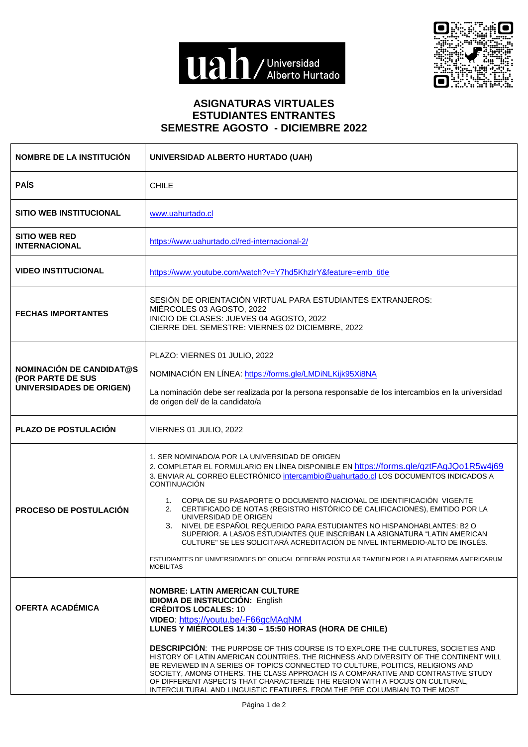# ASIGNATURAS VIRTUALES
# ESTUDIANTES ENTRANTES
# SEMESTRE AGOSTO - DICIEMBRE 2022

| | |
|---|---|
| **NOMBRE DE LA INSTITUCIÓN** | **UNIVERSIDAD ALBERTO HURTADO (UAH)** |
| **PAÍS** | CHILE |
| **SITIO WEB INSTITUCIONAL** | www.uahurtado.cl |
| **SITIO WEB RED INTERNACIONAL** | https://www.uahurtado.cl/red-internacional-2/ |
| **VIDEO INSTITUCIONAL** | https://www.youtube.com/watch?v=Y7hd5KhzIrY&feature=emb_title |
| **FECHAS IMPORTANTES** | SESIÓN DE ORIENTACIÓN VIRTUAL PARA ESTUDIANTES EXTRANJEROS: MIÉRCOLES 03 AGOSTO, 2022<br>INICIO DE CLASES: JUEVES 04 AGOSTO, 2022<br>CIERRE DEL SEMESTRE: VIERNES 02 DICIEMBRE, 2022 |
| **NOMINACIÓN DE CANDIDAT@S (POR PARTE DE SUS UNIVERSIDADES DE ORIGEN)** | PLAZO: VIERNES 01 JULIO, 2022<br>NOMINACIÓN EN LÍNEA: https://forms.gle/LMDiNLKijk95Xi8NA<br>La nominación debe ser realizada por la persona responsable de los intercambios en la universidad de origen del/ de la candidato/a |
| **PLAZO DE POSTULACIÓN** | VIERNES 01 JULIO, 2022 |
| **PROCESO DE POSTULACIÓN** | 1. SER NOMINADO/A POR LA UNIVERSIDAD DE ORIGEN<br>2. COMPLETAR EL FORMULARIO EN LÍNEA DISPONIBLE EN https://forms.gle/qztFAgJQo1R5w4j69<br>3. ENVIAR AL CORREO ELECTRÓNICO intercambio@uahurtado.cl LOS DOCUMENTOS INDICADOS A CONTINUACIÓN<br>1. COPIA DE SU PASAPORTE O DOCUMENTO NACIONAL DE IDENTIFICACIÓN VIGENTE<br>2. CERTIFICADO DE NOTAS (REGISTRO HISTÓRICO DE CALIFICACIONES), EMITIDO POR LA UNIVERSIDAD DE ORIGEN<br>3. NIVEL DE ESPAÑOL REQUERIDO PARA ESTUDIANTES NO HISPANOHABLANTES: B2 O SUPERIOR. A LAS/OS ESTUDIANTES QUE INSCRIBAN LA ASIGNATURA "LATIN AMERICAN CULTURE" SE LES SOLICITARÁ ACREDITACIÓN DE NIVEL INTERMEDIO-ALTO DE INGLÉS.<br>ESTUDIANTES DE UNIVERSIDADES DE ODUCAL DEBERÁN POSTULAR TAMBIEN POR LA PLATAFORMA AMERICARUM MOBILITAS |
| **OFERTA ACADÉMICA** | **NOMBRE: LATIN AMERICAN CULTURE**<br>**IDIOMA DE INSTRUCCIÓN:** English<br>**CRÉDITOS LOCALES:** 10<br>**VIDEO**: https://youtu.be/-F66gcMAqNM<br>**LUNES Y MIÉRCOLES 14:30 – 15:50 HORAS (HORA DE CHILE)**<br>**DESCRIPCIÓN**: THE PURPOSE OF THIS COURSE IS TO EXPLORE THE CULTURES, SOCIETIES AND HISTORY OF LATIN AMERICAN COUNTRIES. THE RICHNESS AND DIVERSITY OF THE CONTINENT WILL BE REVIEWED IN A SERIES OF TOPICS CONNECTED TO CULTURE, POLITICS, RELIGIONS AND SOCIETY, AMONG OTHERS. THE CLASS APPROACH IS A COMPARATIVE AND CONTRASTIVE STUDY OF DIFFERENT ASPECTS THAT CHARACTERIZE THE REGION WITH A FOCUS ON CULTURAL, INTERCULTURAL AND LINGUISTIC FEATURES. FROM THE PRE COLUMBIAN TO THE MOST |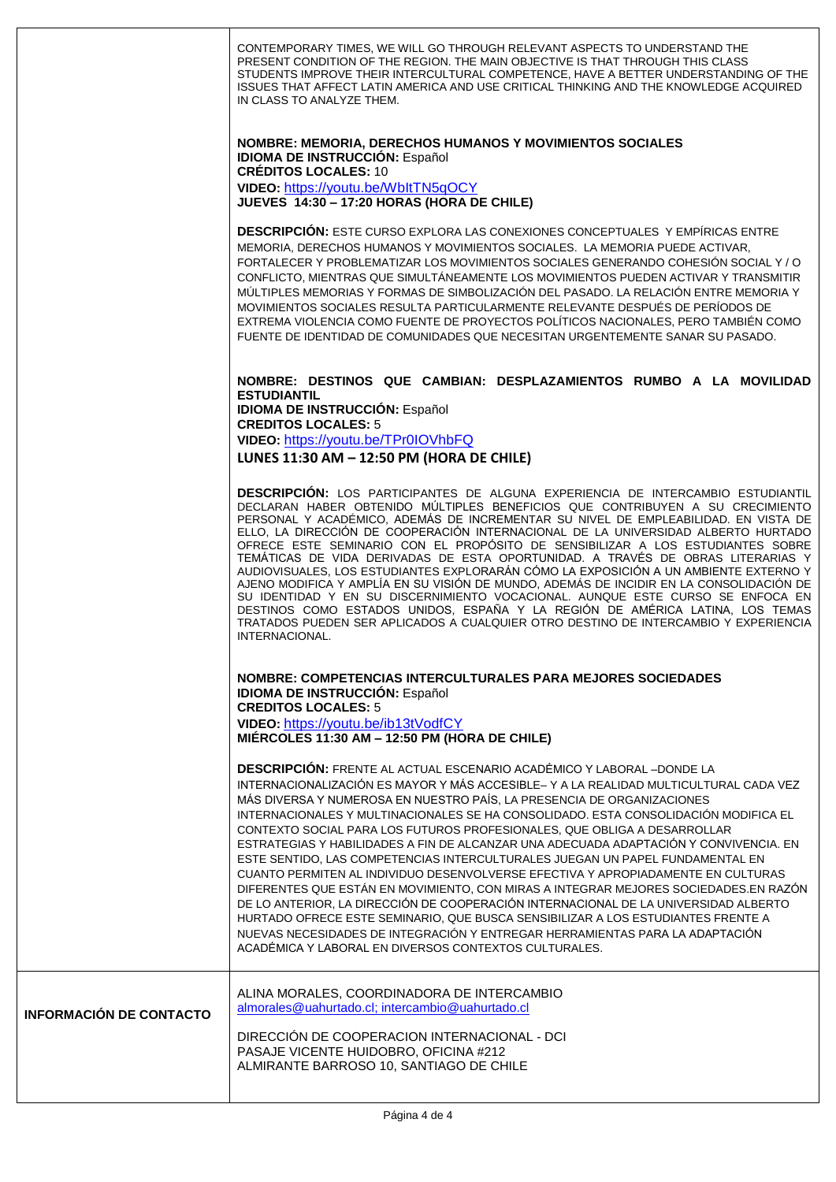| | |
|---|---|
| | CONTEMPORARY TIMES, WE WILL GO THROUGH RELEVANT ASPECTS TO UNDERSTAND THE PRESENT CONDITION OF THE REGION. THE MAIN OBJECTIVE IS THAT THROUGH THIS CLASS STUDENTS IMPROVE THEIR INTERCULTURAL COMPETENCE, HAVE A BETTER UNDERSTANDING OF THE ISSUES THAT AFFECT LATIN AMERICA AND USE CRITICAL THINKING AND THE KNOWLEDGE ACQUIRED IN CLASS TO ANALYZE THEM.<br><br>**NOMBRE: MEMORIA, DERECHOS HUMANOS Y MOVIMIENTOS SOCIALES**<br>**IDIOMA DE INSTRUCCIÓN:** Español<br>**CRÉDITOS LOCALES:** 10<br>**VIDEO:** https://youtu.be/WbItTN5qOCY<br>**JUEVES 14:30 – 17:20 HORAS (HORA DE CHILE)**<br><br>**DESCRIPCIÓN:** ESTE CURSO EXPLORA LAS CONEXIONES CONCEPTUALES Y EMPÍRICAS ENTRE MEMORIA, DERECHOS HUMANOS Y MOVIMIENTOS SOCIALES. LA MEMORIA PUEDE ACTIVAR, FORTALECER Y PROBLEMATIZAR LOS MOVIMIENTOS SOCIALES GENERANDO COHESIÓN SOCIAL Y / O CONFLICTO, MIENTRAS QUE SIMULTÁNEAMENTE LOS MOVIMIENTOS PUEDEN ACTIVAR Y TRANSMITIR MÚLTIPLES MEMORIAS Y FORMAS DE SIMBOLIZACIÓN DEL PASADO. LA RELACIÓN ENTRE MEMORIA Y MOVIMIENTOS SOCIALES RESULTA PARTICULARMENTE RELEVANTE DESPUÉS DE PERÍODOS DE EXTREMA VIOLENCIA COMO FUENTE DE PROYECTOS POLÍTICOS NACIONALES, PERO TAMBIÉN COMO FUENTE DE IDENTIDAD DE COMUNIDADES QUE NECESITAN URGENTEMENTE SANAR SU PASADO.<br><br>**NOMBRE: DESTINOS QUE CAMBIAN: DESPLAZAMIENTOS RUMBO A LA MOVILIDAD ESTUDIANTIL**<br>**IDIOMA DE INSTRUCCIÓN:** Español<br>**CREDITOS LOCALES:** 5<br>**VIDEO:** https://youtu.be/TPr0IOVhbFQ<br>**LUNES 11:30 AM – 12:50 PM (HORA DE CHILE)**<br><br>**DESCRIPCIÓN:** LOS PARTICIPANTES DE ALGUNA EXPERIENCIA DE INTERCAMBIO ESTUDIANTIL DECLARAN HABER OBTENIDO MÚLTIPLES BENEFICIOS QUE CONTRIBUYEN A SU CRECIMIENTO PERSONAL Y ACADÉMICO, ADEMÁS DE INCREMENTAR SU NIVEL DE EMPLEABILIDAD. EN VISTA DE ELLO, LA DIRECCIÓN DE COOPERACIÓN INTERNACIONAL DE LA UNIVERSIDAD ALBERTO HURTADO OFRECE ESTE SEMINARIO CON EL PROPÓSITO DE SENSIBILIZAR A LOS ESTUDIANTES SOBRE TEMÁTICAS DE VIDA DERIVADAS DE ESTA OPORTUNIDAD. A TRAVÉS DE OBRAS LITERARIAS Y AUDIOVISUALES, LOS ESTUDIANTES EXPLORARÁN CÓMO LA EXPOSICIÓN A UN AMBIENTE EXTERNO Y AJENO MODIFICA Y AMPLÍA EN SU VISIÓN DE MUNDO, ADEMÁS DE INCIDIR EN LA CONSOLIDACIÓN DE SU IDENTIDAD Y EN SU DISCERNIMIENTO VOCACIONAL. AUNQUE ESTE CURSO SE ENFOCA EN DESTINOS COMO ESTADOS UNIDOS, ESPAÑA Y LA REGIÓN DE AMÉRICA LATINA, LOS TEMAS TRATADOS PUEDEN SER APLICADOS A CUALQUIER OTRO DESTINO DE INTERCAMBIO Y EXPERIENCIA INTERNACIONAL.<br><br>**NOMBRE: COMPETENCIAS INTERCULTURALES PARA MEJORES SOCIEDADES**<br>**IDIOMA DE INSTRUCCIÓN:** Español<br>**CREDITOS LOCALES:** 5<br>**VIDEO:** https://youtu.be/ib13tVodfCY<br>**MIÉRCOLES 11:30 AM – 12:50 PM (HORA DE CHILE)**<br><br>**DESCRIPCIÓN:** FRENTE AL ACTUAL ESCENARIO ACADÉMICO Y LABORAL –DONDE LA INTERNACIONALIZACIÓN ES MAYOR Y MÁS ACCESIBLE– Y A LA REALIDAD MULTICULTURAL CADA VEZ MÁS DIVERSA Y NUMEROSA EN NUESTRO PAÍS, LA PRESENCIA DE ORGANIZACIONES INTERNACIONALES Y MULTINACIONALES SE HA CONSOLIDADO. ESTA CONSOLIDACIÓN MODIFICA EL CONTEXTO SOCIAL PARA LOS FUTUROS PROFESIONALES, QUE OBLIGA A DESARROLLAR ESTRATEGIAS Y HABILIDADES A FIN DE ALCANZAR UNA ADECUADA ADAPTACIÓN Y CONVIVENCIA. EN ESTE SENTIDO, LAS COMPETENCIAS INTERCULTURALES JUEGAN UN PAPEL FUNDAMENTAL EN CUANTO PERMITEN AL INDIVIDUO DESENVOLVERSE EFECTIVA Y APROPIADAMENTE EN CULTURAS DIFERENTES QUE ESTÁN EN MOVIMIENTO, CON MIRAS A INTEGRAR MEJORES SOCIEDADES.EN RAZÓN DE LO ANTERIOR, LA DIRECCIÓN DE COOPERACIÓN INTERNACIONAL DE LA UNIVERSIDAD ALBERTO HURTADO OFRECE ESTE SEMINARIO, QUE BUSCA SENSIBILIZAR A LOS ESTUDIANTES FRENTE A NUEVAS NECESIDADES DE INTEGRACIÓN Y ENTREGAR HERRAMIENTAS PARA LA ADAPTACIÓN ACADÉMICA Y LABORAL EN DIVERSOS CONTEXTOS CULTURALES. |
| **INFORMACIÓN DE CONTACTO** | ALINA MORALES, COORDINADORA DE INTERCAMBIO<br>almorales@uahurtado.cl; intercambio@uahurtado.cl<br><br>DIRECCIÓN DE COOPERACION INTERNACIONAL - DCI<br>PASAJE VICENTE HUIDOBRO, OFICINA #212<br>ALMIRANTE BARROSO 10, SANTIAGO DE CHILE |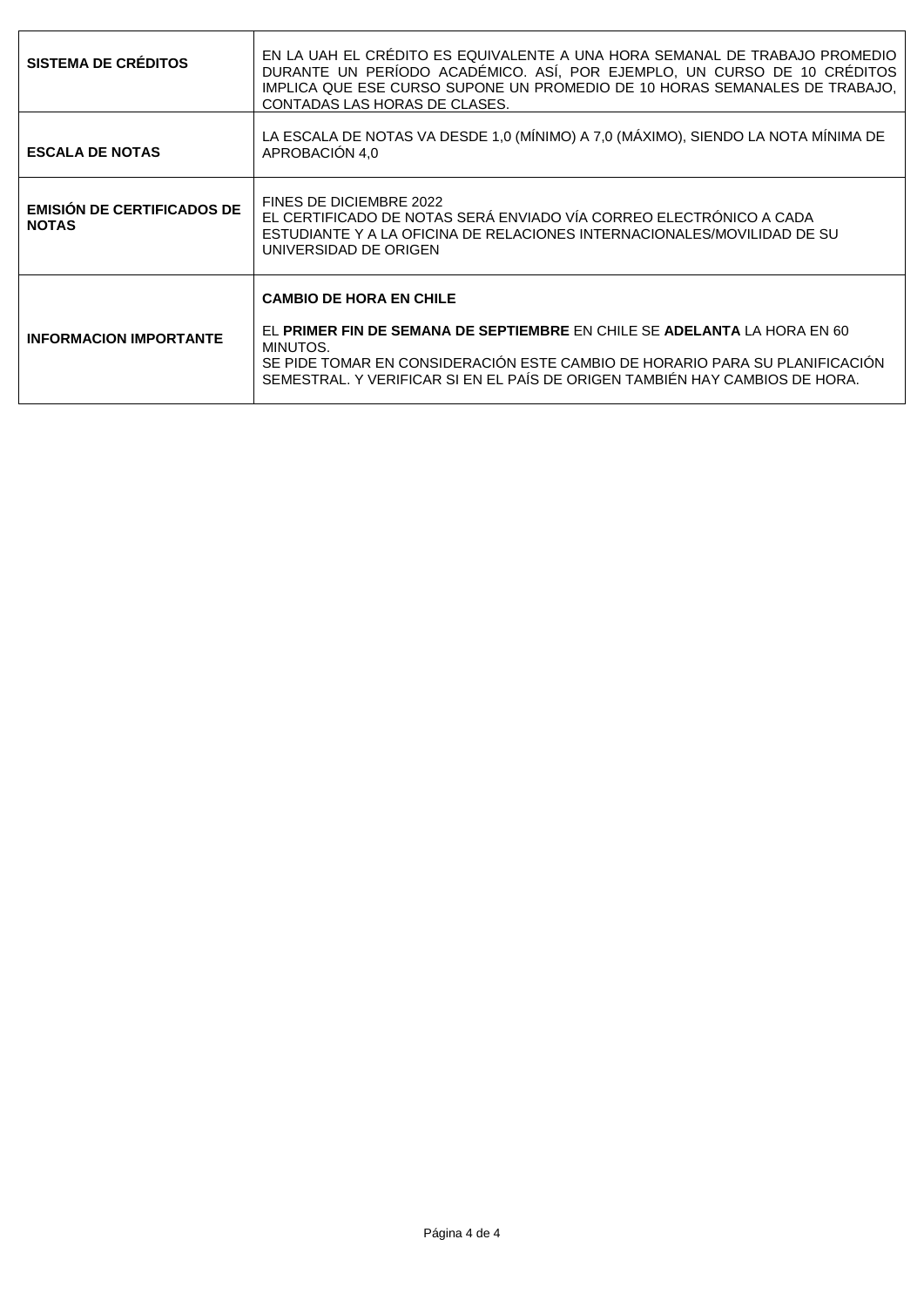| | |
|---|---|
| **SISTEMA DE CRÉDITOS** | EN LA UAH EL CRÉDITO ES EQUIVALENTE A UNA HORA SEMANAL DE TRABAJO PROMEDIO DURANTE UN PERÍODO ACADÉMICO. ASÍ, POR EJEMPLO, UN CURSO DE 10 CRÉDITOS IMPLICA QUE ESE CURSO SUPONE UN PROMEDIO DE 10 HORAS SEMANALES DE TRABAJO, CONTADAS LAS HORAS DE CLASES. |
| **ESCALA DE NOTAS** | LA ESCALA DE NOTAS VA DESDE 1,0 (MÍNIMO) A 7,0 (MÁXIMO), SIENDO LA NOTA MÍNIMA DE APROBACIÓN 4,0 |
| **EMISIÓN DE CERTIFICADOS DE NOTAS** | FINES DE DICIEMBRE 2022<br>EL CERTIFICADO DE NOTAS SERÁ ENVIADO VÍA CORREO ELECTRÓNICO A CADA ESTUDIANTE Y A LA OFICINA DE RELACIONES INTERNACIONALES/MOVILIDAD DE SU UNIVERSIDAD DE ORIGEN |
| **INFORMACION IMPORTANTE** | **CAMBIO DE HORA EN CHILE**<br><br>EL **PRIMER FIN DE SEMANA DE SEPTIEMBRE** EN CHILE SE **ADELANTA** LA HORA EN 60 MINUTOS.<br>SE PIDE TOMAR EN CONSIDERACIÓN ESTE CAMBIO DE HORARIO PARA SU PLANIFICACIÓN SEMESTRAL. Y VERIFICAR SI EN EL PAÍS DE ORIGEN TAMBIÉN HAY CAMBIOS DE HORA. |